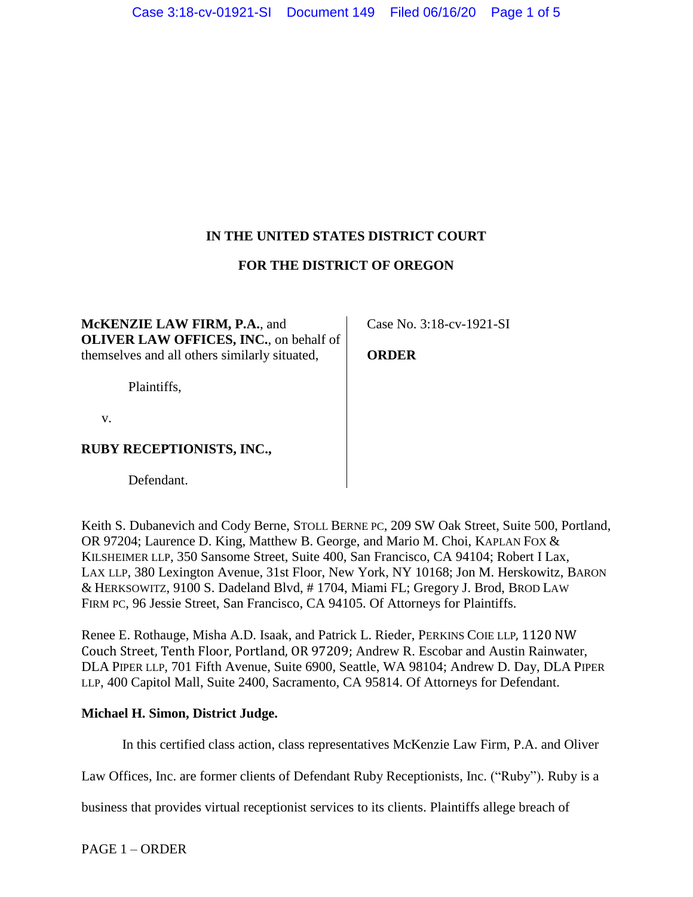**IN THE UNITED STATES DISTRICT COURT**

**FOR THE DISTRICT OF OREGON**

| | |
|---|---|
| **McKENZIE LAW FIRM, P.A.**, and **OLIVER LAW OFFICES, INC.**, on behalf of themselves and all others similarly situated,<br><br>Plaintiffs,<br><br>v.<br><br>**RUBY RECEPTIONISTS, INC.,**<br><br>Defendant. | Case No. 3:18-cv-1921-SI<br><br>**ORDER** |

Keith S. Dubanevich and Cody Berne, STOLL BERNE PC, 209 SW Oak Street, Suite 500, Portland, OR 97204; Laurence D. King, Matthew B. George, and Mario M. Choi, KAPLAN FOX & KILSHEIMER LLP, 350 Sansome Street, Suite 400, San Francisco, CA 94104; Robert I Lax, LAX LLP, 380 Lexington Avenue, 31st Floor, New York, NY 10168; Jon M. Herskowitz, BARON & HERKSOWITZ, 9100 S. Dadeland Blvd, # 1704, Miami FL; Gregory J. Brod, BROD LAW FIRM PC, 96 Jessie Street, San Francisco, CA 94105. Of Attorneys for Plaintiffs.

Renee E. Rothauge, Misha A.D. Isaak, and Patrick L. Rieder, PERKINS COIE LLP, 1120 NW Couch Street, Tenth Floor, Portland, OR 97209; Andrew R. Escobar and Austin Rainwater, DLA PIPER LLP, 701 Fifth Avenue, Suite 6900, Seattle, WA 98104; Andrew D. Day, DLA PIPER LLP, 400 Capitol Mall, Suite 2400, Sacramento, CA 95814. Of Attorneys for Defendant.

**Michael H. Simon, District Judge.**

In this certified class action, class representatives McKenzie Law Firm, P.A. and Oliver Law Offices, Inc. are former clients of Defendant Ruby Receptionists, Inc. ("Ruby"). Ruby is a business that provides virtual receptionist services to its clients. Plaintiffs allege breach of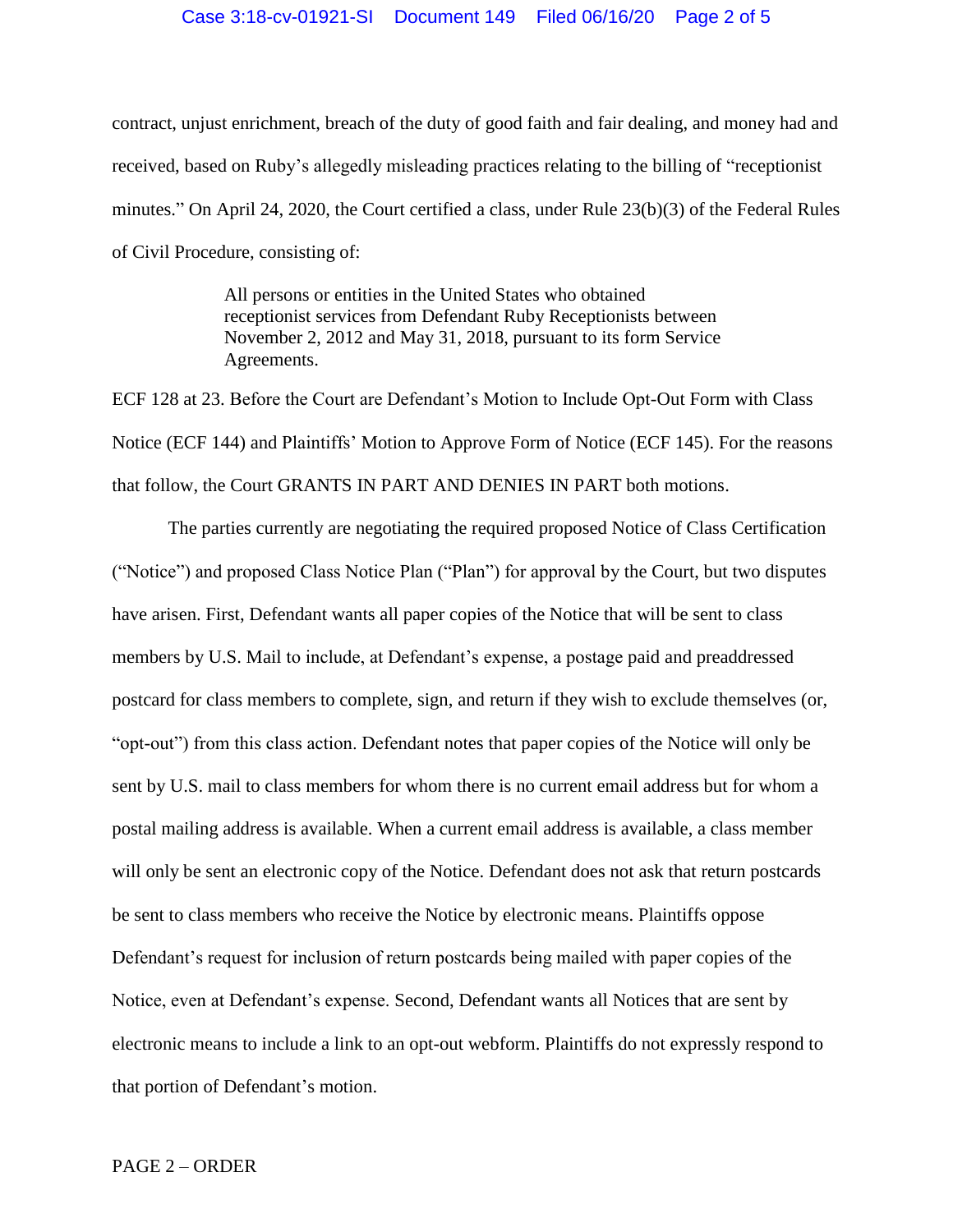contract, unjust enrichment, breach of the duty of good faith and fair dealing, and money had and received, based on Ruby's allegedly misleading practices relating to the billing of "receptionist minutes." On April 24, 2020, the Court certified a class, under Rule 23(b)(3) of the Federal Rules of Civil Procedure, consisting of:

> All persons or entities in the United States who obtained receptionist services from Defendant Ruby Receptionists between November 2, 2012 and May 31, 2018, pursuant to its form Service Agreements.

ECF 128 at 23. Before the Court are Defendant's Motion to Include Opt-Out Form with Class Notice (ECF 144) and Plaintiffs' Motion to Approve Form of Notice (ECF 145). For the reasons that follow, the Court GRANTS IN PART AND DENIES IN PART both motions.

The parties currently are negotiating the required proposed Notice of Class Certification ("Notice") and proposed Class Notice Plan ("Plan") for approval by the Court, but two disputes have arisen. First, Defendant wants all paper copies of the Notice that will be sent to class members by U.S. Mail to include, at Defendant's expense, a postage paid and preaddressed postcard for class members to complete, sign, and return if they wish to exclude themselves (or, "opt-out") from this class action. Defendant notes that paper copies of the Notice will only be sent by U.S. mail to class members for whom there is no current email address but for whom a postal mailing address is available. When a current email address is available, a class member will only be sent an electronic copy of the Notice. Defendant does not ask that return postcards be sent to class members who receive the Notice by electronic means. Plaintiffs oppose Defendant's request for inclusion of return postcards being mailed with paper copies of the Notice, even at Defendant's expense. Second, Defendant wants all Notices that are sent by electronic means to include a link to an opt-out webform. Plaintiffs do not expressly respond to that portion of Defendant's motion.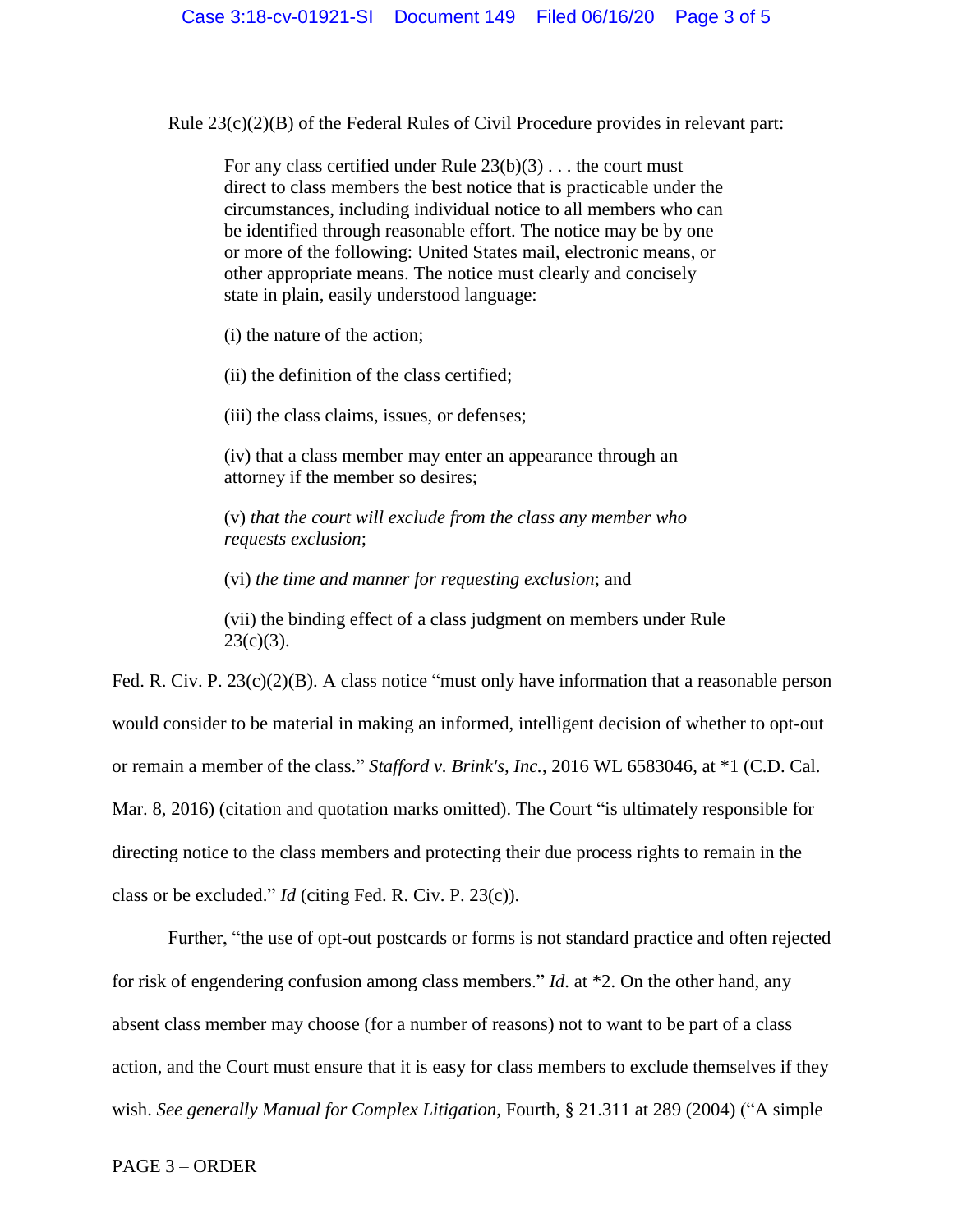Rule 23(c)(2)(B) of the Federal Rules of Civil Procedure provides in relevant part:

> For any class certified under Rule 23(b)(3) . . . the court must direct to class members the best notice that is practicable under the circumstances, including individual notice to all members who can be identified through reasonable effort. The notice may be by one or more of the following: United States mail, electronic means, or other appropriate means. The notice must clearly and concisely state in plain, easily understood language:
>
> (i) the nature of the action;
>
> (ii) the definition of the class certified;
>
> (iii) the class claims, issues, or defenses;
>
> (iv) that a class member may enter an appearance through an attorney if the member so desires;
>
> (v) *that the court will exclude from the class any member who requests exclusion*;
>
> (vi) *the time and manner for requesting exclusion*; and
>
> (vii) the binding effect of a class judgment on members under Rule 23(c)(3).

Fed. R. Civ. P. 23(c)(2)(B). A class notice "must only have information that a reasonable person would consider to be material in making an informed, intelligent decision of whether to opt-out or remain a member of the class." *Stafford v. Brink's, Inc.*, 2016 WL 6583046, at *1 (C.D. Cal. Mar. 8, 2016) (citation and quotation marks omitted). The Court "is ultimately responsible for directing notice to the class members and protecting their due process rights to remain in the class or be excluded." *Id* (citing Fed. R. Civ. P. 23(c)).

Further, "the use of opt-out postcards or forms is not standard practice and often rejected for risk of engendering confusion among class members." *Id.* at *2. On the other hand, any absent class member may choose (for a number of reasons) not to want to be part of a class action, and the Court must ensure that it is easy for class members to exclude themselves if they wish. *See generally Manual for Complex Litigation*, Fourth, § 21.311 at 289 (2004) ("A simple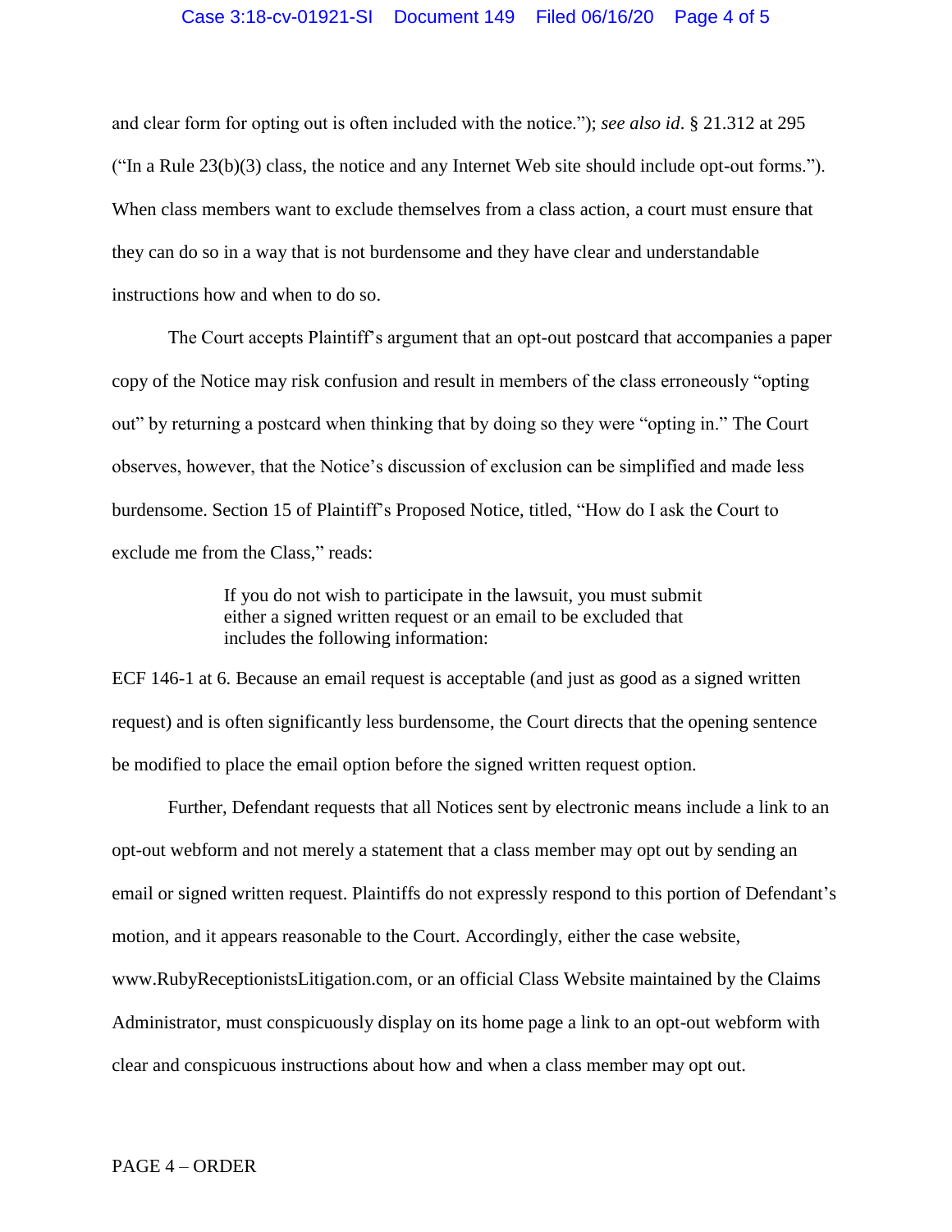and clear form for opting out is often included with the notice."); *see also id*. § 21.312 at 295 ("In a Rule 23(b)(3) class, the notice and any Internet Web site should include opt-out forms."). When class members want to exclude themselves from a class action, a court must ensure that they can do so in a way that is not burdensome and they have clear and understandable instructions how and when to do so.

The Court accepts Plaintiff's argument that an opt-out postcard that accompanies a paper copy of the Notice may risk confusion and result in members of the class erroneously "opting out" by returning a postcard when thinking that by doing so they were "opting in." The Court observes, however, that the Notice's discussion of exclusion can be simplified and made less burdensome. Section 15 of Plaintiff's Proposed Notice, titled, "How do I ask the Court to exclude me from the Class," reads:

> If you do not wish to participate in the lawsuit, you must submit either a signed written request or an email to be excluded that includes the following information:

ECF 146-1 at 6. Because an email request is acceptable (and just as good as a signed written request) and is often significantly less burdensome, the Court directs that the opening sentence be modified to place the email option before the signed written request option.

Further, Defendant requests that all Notices sent by electronic means include a link to an opt-out webform and not merely a statement that a class member may opt out by sending an email or signed written request. Plaintiffs do not expressly respond to this portion of Defendant's motion, and it appears reasonable to the Court. Accordingly, either the case website, www.RubyReceptionistsLitigation.com, or an official Class Website maintained by the Claims Administrator, must conspicuously display on its home page a link to an opt-out webform with clear and conspicuous instructions about how and when a class member may opt out.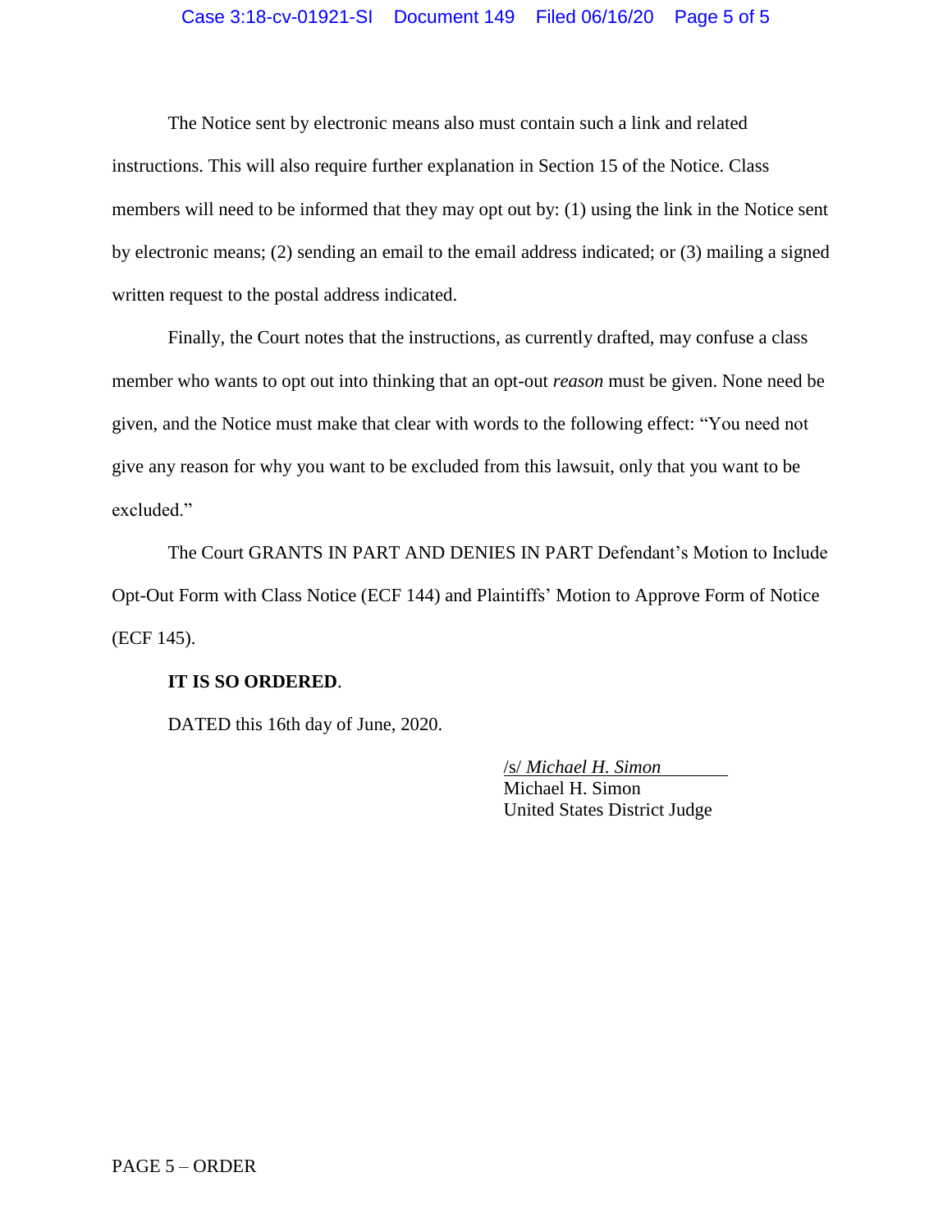The Notice sent by electronic means also must contain such a link and related instructions. This will also require further explanation in Section 15 of the Notice. Class members will need to be informed that they may opt out by: (1) using the link in the Notice sent by electronic means; (2) sending an email to the email address indicated; or (3) mailing a signed written request to the postal address indicated.

Finally, the Court notes that the instructions, as currently drafted, may confuse a class member who wants to opt out into thinking that an opt-out *reason* must be given. None need be given, and the Notice must make that clear with words to the following effect: "You need not give any reason for why you want to be excluded from this lawsuit, only that you want to be excluded."

The Court GRANTS IN PART AND DENIES IN PART Defendant's Motion to Include Opt-Out Form with Class Notice (ECF 144) and Plaintiffs' Motion to Approve Form of Notice (ECF 145).

**IT IS SO ORDERED**.

DATED this 16th day of June, 2020.

/s/ *Michael H. Simon*
Michael H. Simon
United States District Judge

PAGE 5 – ORDER